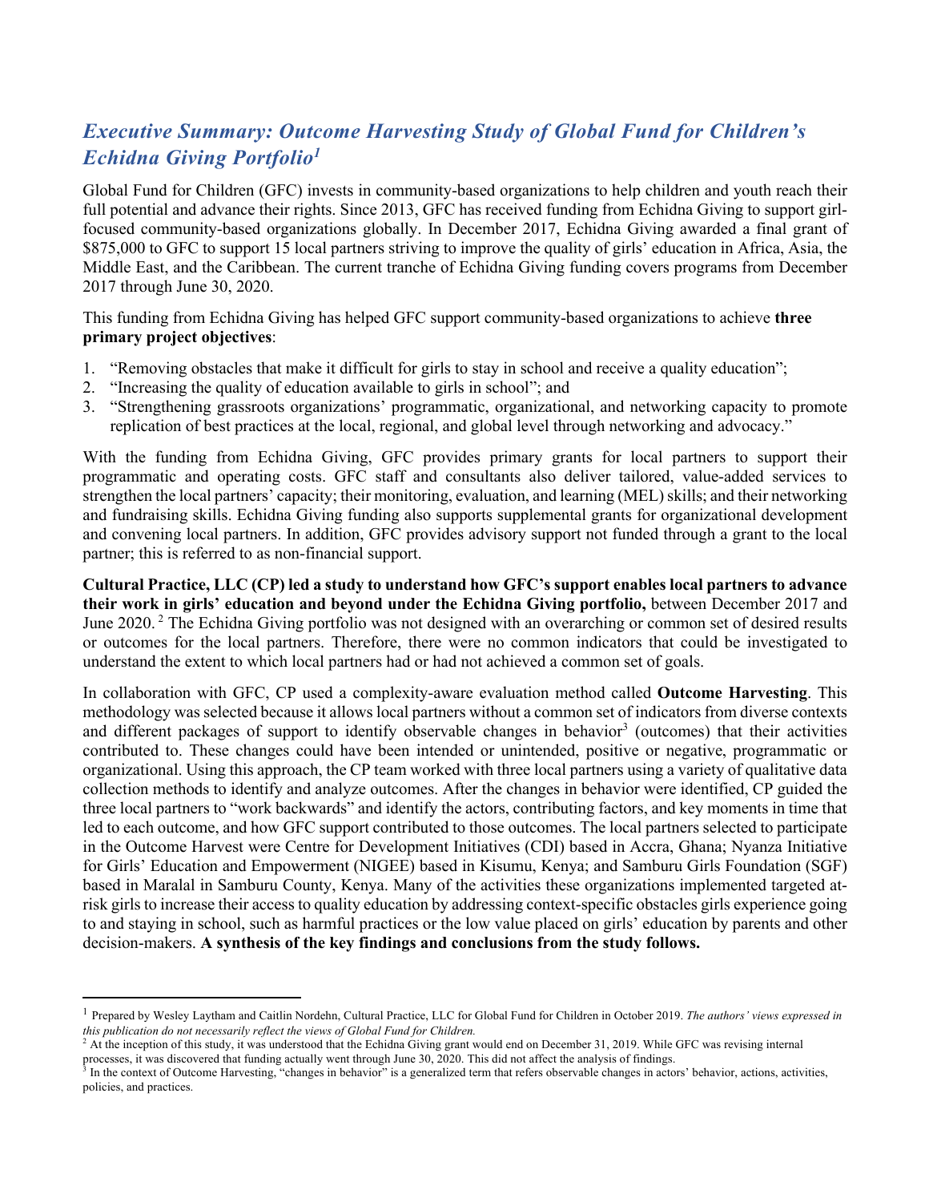# *Executive Summary: Outcome Harvesting Study of Global Fund for Children's Echidna Giving Portfolio*[1]

Global Fund for Children (GFC) invests in community-based organizations to help children and youth reach their full potential and advance their rights. Since 2013, GFC has received funding from Echidna Giving to support girl-focused community-based organizations globally. In December 2017, Echidna Giving awarded a final grant of $875,000 to GFC to support 15 local partners striving to improve the quality of girls' education in Africa, Asia, the Middle East, and the Caribbean. The current tranche of Echidna Giving funding covers programs from December 2017 through June 30, 2020.

This funding from Echidna Giving has helped GFC support community-based organizations to achieve **three primary project objectives**:

1. "Removing obstacles that make it difficult for girls to stay in school and receive a quality education";
2. "Increasing the quality of education available to girls in school"; and
3. "Strengthening grassroots organizations' programmatic, organizational, and networking capacity to promote replication of best practices at the local, regional, and global level through networking and advocacy."

With the funding from Echidna Giving, GFC provides primary grants for local partners to support their programmatic and operating costs. GFC staff and consultants also deliver tailored, value-added services to strengthen the local partners' capacity; their monitoring, evaluation, and learning (MEL) skills; and their networking and fundraising skills. Echidna Giving funding also supports supplemental grants for organizational development and convening local partners. In addition, GFC provides advisory support not funded through a grant to the local partner; this is referred to as non-financial support.

**Cultural Practice, LLC (CP) led a study to understand how GFC's support enables local partners to advance their work in girls' education and beyond under the Echidna Giving portfolio,** between December 2017 and June 2020.[2] The Echidna Giving portfolio was not designed with an overarching or common set of desired results or outcomes for the local partners. Therefore, there were no common indicators that could be investigated to understand the extent to which local partners had or had not achieved a common set of goals.

In collaboration with GFC, CP used a complexity-aware evaluation method called **Outcome Harvesting**. This methodology was selected because it allows local partners without a common set of indicators from diverse contexts and different packages of support to identify observable changes in behavior[3] (outcomes) that their activities contributed to. These changes could have been intended or unintended, positive or negative, programmatic or organizational. Using this approach, the CP team worked with three local partners using a variety of qualitative data collection methods to identify and analyze outcomes. After the changes in behavior were identified, CP guided the three local partners to "work backwards" and identify the actors, contributing factors, and key moments in time that led to each outcome, and how GFC support contributed to those outcomes. The local partners selected to participate in the Outcome Harvest were Centre for Development Initiatives (CDI) based in Accra, Ghana; Nyanza Initiative for Girls' Education and Empowerment (NIGEE) based in Kisumu, Kenya; and Samburu Girls Foundation (SGF) based in Maralal in Samburu County, Kenya. Many of the activities these organizations implemented targeted at-risk girls to increase their access to quality education by addressing context-specific obstacles girls experience going to and staying in school, such as harmful practices or the low value placed on girls' education by parents and other decision-makers. **A synthesis of the key findings and conclusions from the study follows.**

---

[1] Prepared by Wesley Laytham and Caitlin Nordehn, Cultural Practice, LLC for Global Fund for Children in October 2019. *The authors' views expressed in this publication do not necessarily reflect the views of Global Fund for Children.*

[2] At the inception of this study, it was understood that the Echidna Giving grant would end on December 31, 2019. While GFC was revising internal processes, it was discovered that funding actually went through June 30, 2020. This did not affect the analysis of findings.

[3] In the context of Outcome Harvesting, "changes in behavior" is a generalized term that refers observable changes in actors' behavior, actions, activities, policies, and practices.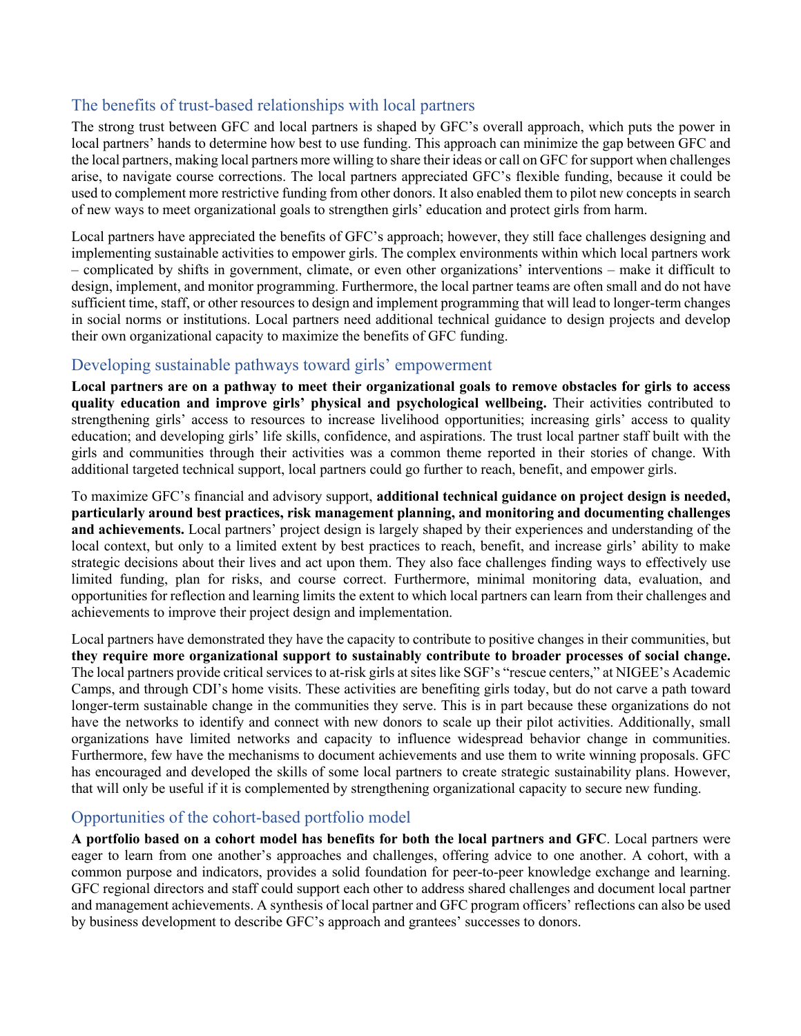## The benefits of trust-based relationships with local partners

The strong trust between GFC and local partners is shaped by GFC's overall approach, which puts the power in local partners' hands to determine how best to use funding. This approach can minimize the gap between GFC and the local partners, making local partners more willing to share their ideas or call on GFC for support when challenges arise, to navigate course corrections. The local partners appreciated GFC's flexible funding, because it could be used to complement more restrictive funding from other donors. It also enabled them to pilot new concepts in search of new ways to meet organizational goals to strengthen girls' education and protect girls from harm.

Local partners have appreciated the benefits of GFC's approach; however, they still face challenges designing and implementing sustainable activities to empower girls. The complex environments within which local partners work – complicated by shifts in government, climate, or even other organizations' interventions – make it difficult to design, implement, and monitor programming. Furthermore, the local partner teams are often small and do not have sufficient time, staff, or other resources to design and implement programming that will lead to longer-term changes in social norms or institutions. Local partners need additional technical guidance to design projects and develop their own organizational capacity to maximize the benefits of GFC funding.

## Developing sustainable pathways toward girls' empowerment

**Local partners are on a pathway to meet their organizational goals to remove obstacles for girls to access quality education and improve girls' physical and psychological wellbeing.** Their activities contributed to strengthening girls' access to resources to increase livelihood opportunities; increasing girls' access to quality education; and developing girls' life skills, confidence, and aspirations. The trust local partner staff built with the girls and communities through their activities was a common theme reported in their stories of change. With additional targeted technical support, local partners could go further to reach, benefit, and empower girls.

To maximize GFC's financial and advisory support, **additional technical guidance on project design is needed, particularly around best practices, risk management planning, and monitoring and documenting challenges and achievements.** Local partners' project design is largely shaped by their experiences and understanding of the local context, but only to a limited extent by best practices to reach, benefit, and increase girls' ability to make strategic decisions about their lives and act upon them. They also face challenges finding ways to effectively use limited funding, plan for risks, and course correct. Furthermore, minimal monitoring data, evaluation, and opportunities for reflection and learning limits the extent to which local partners can learn from their challenges and achievements to improve their project design and implementation.

Local partners have demonstrated they have the capacity to contribute to positive changes in their communities, but **they require more organizational support to sustainably contribute to broader processes of social change.** The local partners provide critical services to at-risk girls at sites like SGF's "rescue centers," at NIGEE's Academic Camps, and through CDI's home visits. These activities are benefiting girls today, but do not carve a path toward longer-term sustainable change in the communities they serve. This is in part because these organizations do not have the networks to identify and connect with new donors to scale up their pilot activities. Additionally, small organizations have limited networks and capacity to influence widespread behavior change in communities. Furthermore, few have the mechanisms to document achievements and use them to write winning proposals. GFC has encouraged and developed the skills of some local partners to create strategic sustainability plans. However, that will only be useful if it is complemented by strengthening organizational capacity to secure new funding.

## Opportunities of the cohort-based portfolio model

**A portfolio based on a cohort model has benefits for both the local partners and GFC**. Local partners were eager to learn from one another's approaches and challenges, offering advice to one another. A cohort, with a common purpose and indicators, provides a solid foundation for peer-to-peer knowledge exchange and learning. GFC regional directors and staff could support each other to address shared challenges and document local partner and management achievements. A synthesis of local partner and GFC program officers' reflections can also be used by business development to describe GFC's approach and grantees' successes to donors.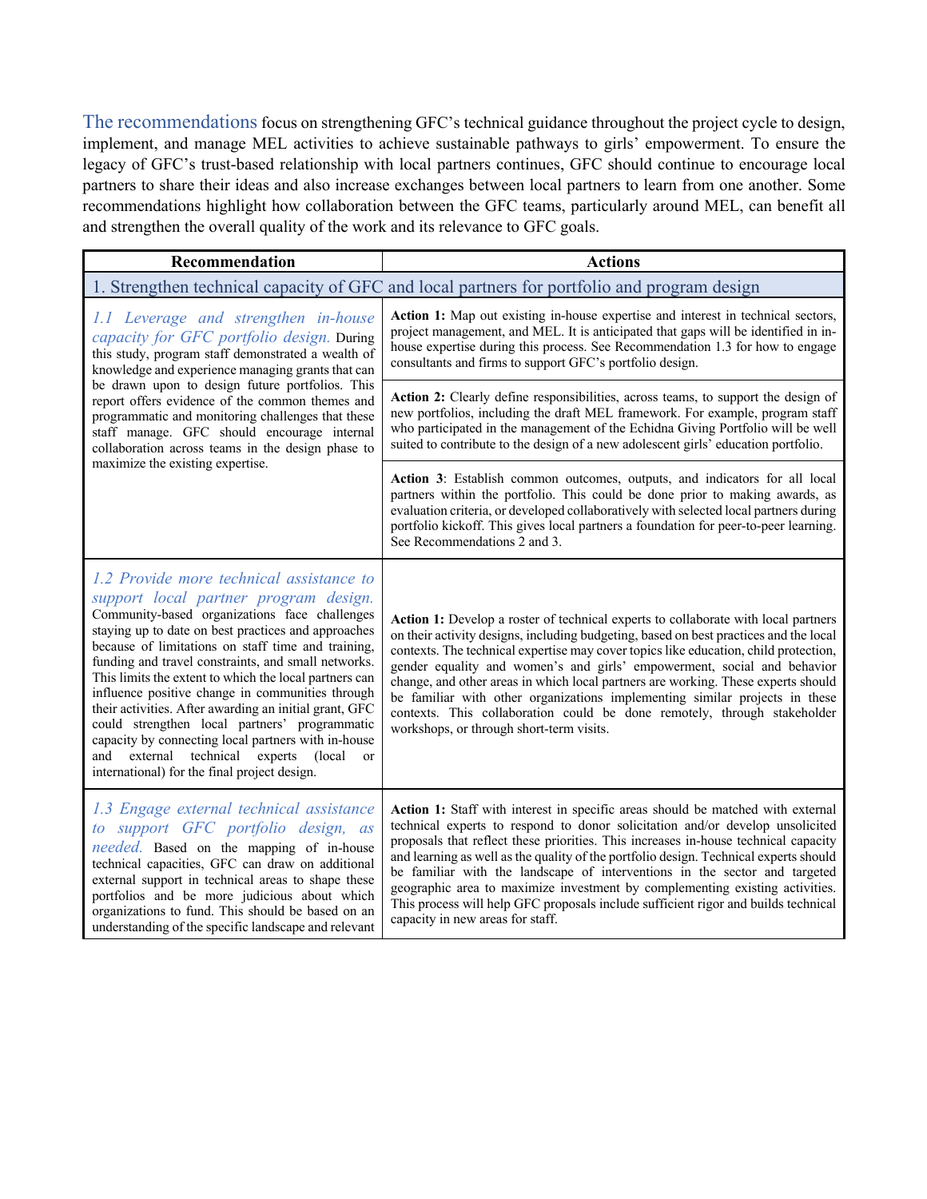The recommendations focus on strengthening GFC's technical guidance throughout the project cycle to design, implement, and manage MEL activities to achieve sustainable pathways to girls' empowerment. To ensure the legacy of GFC's trust-based relationship with local partners continues, GFC should continue to encourage local partners to share their ideas and also increase exchanges between local partners to learn from one another. Some recommendations highlight how collaboration between the GFC teams, particularly around MEL, can benefit all and strengthen the overall quality of the work and its relevance to GFC goals.

| Recommendation | Actions |
|---|---|
| **1. Strengthen technical capacity of GFC and local partners for portfolio and program design** | |
| *1.1 Leverage and strengthen in-house capacity for GFC portfolio design.* During this study, program staff demonstrated a wealth of knowledge and experience managing grants that can be drawn upon to design future portfolios. This report offers evidence of the common themes and programmatic and monitoring challenges that these staff manage. GFC should encourage internal collaboration across teams in the design phase to maximize the existing expertise. | **Action 1:** Map out existing in-house expertise and interest in technical sectors, project management, and MEL. It is anticipated that gaps will be identified in in-house expertise during this process. See Recommendation 1.3 for how to engage consultants and firms to support GFC's portfolio design. |
| | **Action 2:** Clearly define responsibilities, across teams, to support the design of new portfolios, including the draft MEL framework. For example, program staff who participated in the management of the Echidna Giving Portfolio will be well suited to contribute to the design of a new adolescent girls' education portfolio. |
| | **Action 3**: Establish common outcomes, outputs, and indicators for all local partners within the portfolio. This could be done prior to making awards, as evaluation criteria, or developed collaboratively with selected local partners during portfolio kickoff. This gives local partners a foundation for peer-to-peer learning. See Recommendations 2 and 3. |
| *1.2 Provide more technical assistance to support local partner program design.* Community-based organizations face challenges staying up to date on best practices and approaches because of limitations on staff time and training, funding and travel constraints, and small networks. This limits the extent to which the local partners can influence positive change in communities through their activities. After awarding an initial grant, GFC could strengthen local partners' programmatic capacity by connecting local partners with in-house and external technical experts (local or international) for the final project design. | **Action 1:** Develop a roster of technical experts to collaborate with local partners on their activity designs, including budgeting, based on best practices and the local contexts. The technical expertise may cover topics like education, child protection, gender equality and women's and girls' empowerment, social and behavior change, and other areas in which local partners are working. These experts should be familiar with other organizations implementing similar projects in these contexts. This collaboration could be done remotely, through stakeholder workshops, or through short-term visits. |
| *1.3 Engage external technical assistance to support GFC portfolio design, as needed.* Based on the mapping of in-house technical capacities, GFC can draw on additional external support in technical areas to shape these portfolios and be more judicious about which organizations to fund. This should be based on an understanding of the specific landscape and relevant | **Action 1:** Staff with interest in specific areas should be matched with external technical experts to respond to donor solicitation and/or develop unsolicited proposals that reflect these priorities. This increases in-house technical capacity and learning as well as the quality of the portfolio design. Technical experts should be familiar with the landscape of interventions in the sector and targeted geographic area to maximize investment by complementing existing activities. This process will help GFC proposals include sufficient rigor and builds technical capacity in new areas for staff. |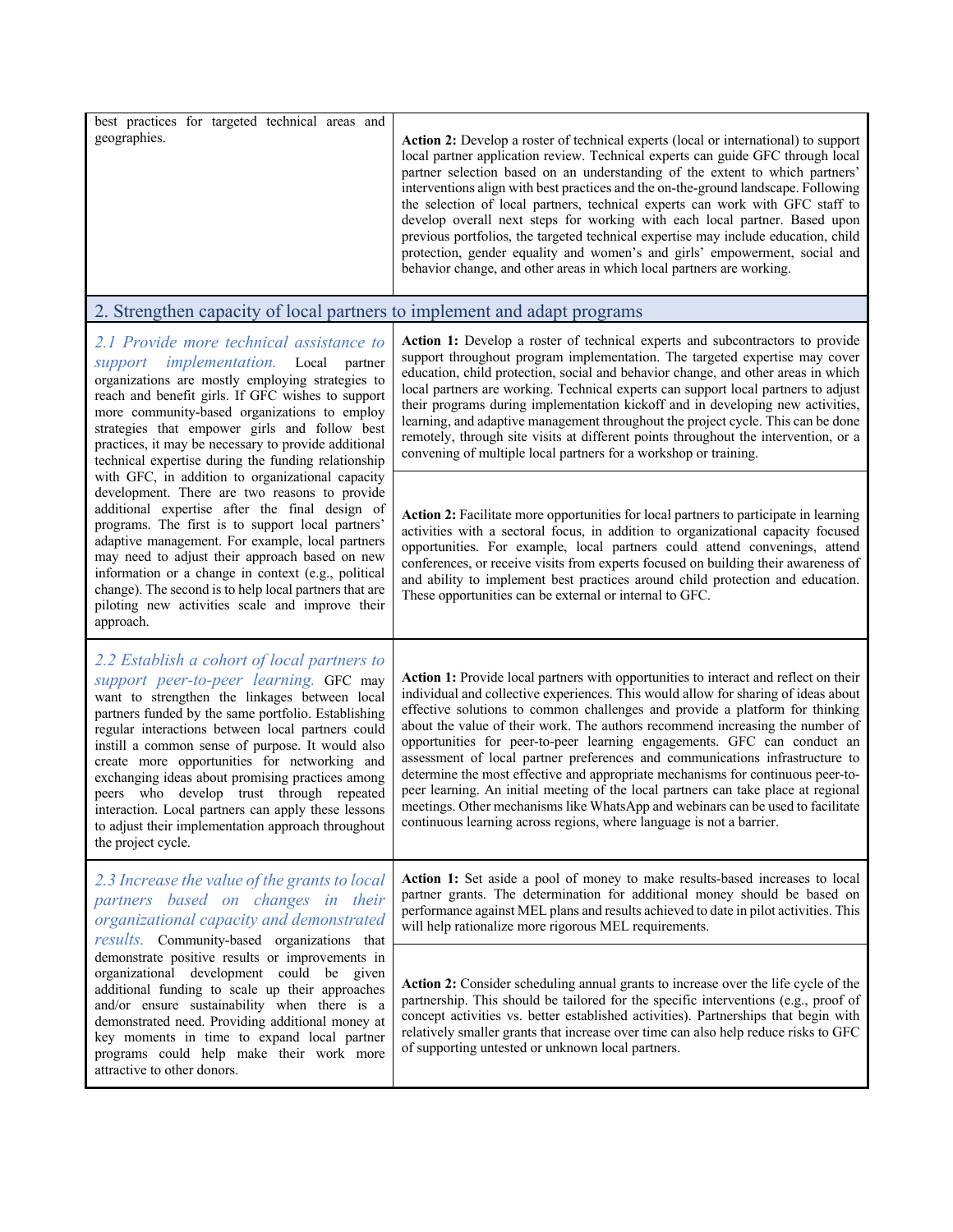| | |
|---|---|
| best practices for targeted technical areas and geographies. | **Action 2:** Develop a roster of technical experts (local or international) to support local partner application review. Technical experts can guide GFC through local partner selection based on an understanding of the extent to which partners' interventions align with best practices and the on-the-ground landscape. Following the selection of local partners, technical experts can work with GFC staff to develop overall next steps for working with each local partner. Based upon previous portfolios, the targeted technical expertise may include education, child protection, gender equality and women's and girls' empowerment, social and behavior change, and other areas in which local partners are working. |
| **2. Strengthen capacity of local partners to implement and adapt programs** | |
| *2.1 Provide more technical assistance to support implementation.* Local partner organizations are mostly employing strategies to reach and benefit girls. If GFC wishes to support more community-based organizations to employ strategies that empower girls and follow best practices, it may be necessary to provide additional technical expertise during the funding relationship with GFC, in addition to organizational capacity development. There are two reasons to provide additional expertise after the final design of programs. The first is to support local partners' adaptive management. For example, local partners may need to adjust their approach based on new information or a change in context (e.g., political change). The second is to help local partners that are piloting new activities scale and improve their approach. | **Action 1:** Develop a roster of technical experts and subcontractors to provide support throughout program implementation. The targeted expertise may cover education, child protection, social and behavior change, and other areas in which local partners are working. Technical experts can support local partners to adjust their programs during implementation kickoff and in developing new activities, learning, and adaptive management throughout the project cycle. This can be done remotely, through site visits at different points throughout the intervention, or a convening of multiple local partners for a workshop or training. |
| | **Action 2:** Facilitate more opportunities for local partners to participate in learning activities with a sectoral focus, in addition to organizational capacity focused opportunities. For example, local partners could attend convenings, attend conferences, or receive visits from experts focused on building their awareness of and ability to implement best practices around child protection and education. These opportunities can be external or internal to GFC. |
| *2.2 Establish a cohort of local partners to support peer-to-peer learning.* GFC may want to strengthen the linkages between local partners funded by the same portfolio. Establishing regular interactions between local partners could instill a common sense of purpose. It would also create more opportunities for networking and exchanging ideas about promising practices among peers who develop trust through repeated interaction. Local partners can apply these lessons to adjust their implementation approach throughout the project cycle. | **Action 1:** Provide local partners with opportunities to interact and reflect on their individual and collective experiences. This would allow for sharing of ideas about effective solutions to common challenges and provide a platform for thinking about the value of their work. The authors recommend increasing the number of opportunities for peer-to-peer learning engagements. GFC can conduct an assessment of local partner preferences and communications infrastructure to determine the most effective and appropriate mechanisms for continuous peer-to-peer learning. An initial meeting of the local partners can take place at regional meetings. Other mechanisms like WhatsApp and webinars can be used to facilitate continuous learning across regions, where language is not a barrier. |
| *2.3 Increase the value of the grants to local partners based on changes in their organizational capacity and demonstrated results.* Community-based organizations that demonstrate positive results or improvements in organizational development could be given additional funding to scale up their approaches and/or ensure sustainability when there is a demonstrated need. Providing additional money at key moments in time to expand local partner programs could help make their work more attractive to other donors. | **Action 1:** Set aside a pool of money to make results-based increases to local partner grants. The determination for additional money should be based on performance against MEL plans and results achieved to date in pilot activities. This will help rationalize more rigorous MEL requirements. |
| | **Action 2:** Consider scheduling annual grants to increase over the life cycle of the partnership. This should be tailored for the specific interventions (e.g., proof of concept activities vs. better established activities). Partnerships that begin with relatively smaller grants that increase over time can also help reduce risks to GFC of supporting untested or unknown local partners. |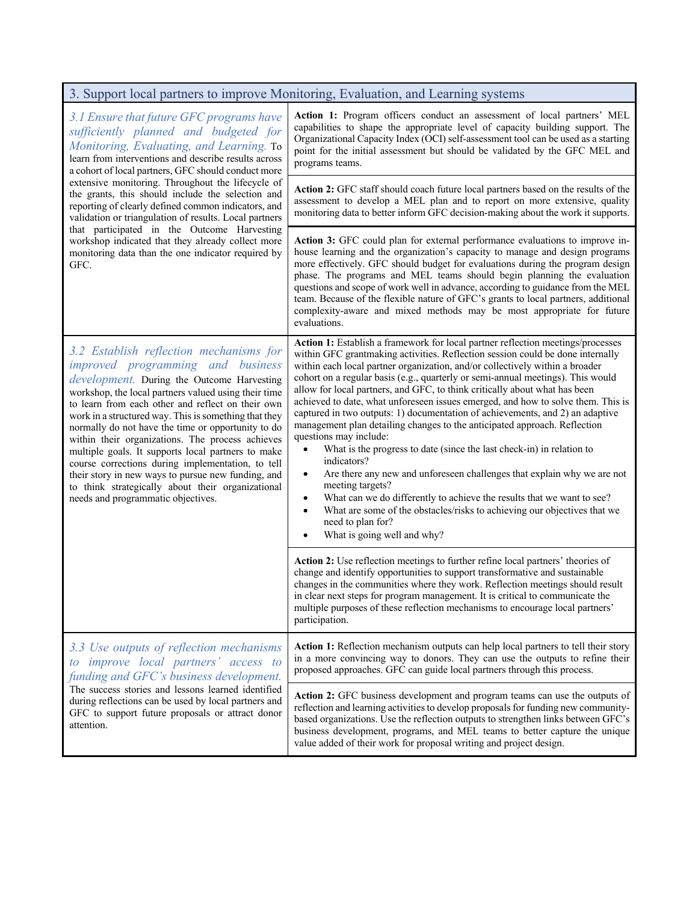| 3. Support local partners to improve Monitoring, Evaluation, and Learning systems | |
|---|---|
| *3.1 Ensure that future GFC programs have sufficiently planned and budgeted for Monitoring, Evaluating, and Learning.* To learn from interventions and describe results across a cohort of local partners, GFC should conduct more extensive monitoring. Throughout the lifecycle of the grants, this should include the selection and reporting of clearly defined common indicators, and validation or triangulation of results. Local partners that participated in the Outcome Harvesting workshop indicated that they already collect more monitoring data than the one indicator required by GFC. | **Action 1:** Program officers conduct an assessment of local partners' MEL capabilities to shape the appropriate level of capacity building support. The Organizational Capacity Index (OCI) self-assessment tool can be used as a starting point for the initial assessment but should be validated by the GFC MEL and programs teams. |
| | **Action 2:** GFC staff should coach future local partners based on the results of the assessment to develop a MEL plan and to report on more extensive, quality monitoring data to better inform GFC decision-making about the work it supports. |
| | **Action 3:** GFC could plan for external performance evaluations to improve in-house learning and the organization's capacity to manage and design programs more effectively. GFC should budget for evaluations during the program design phase. The programs and MEL teams should begin planning the evaluation questions and scope of work well in advance, according to guidance from the MEL team. Because of the flexible nature of GFC's grants to local partners, additional complexity-aware and mixed methods may be most appropriate for future evaluations. |
| *3.2 Establish reflection mechanisms for improved programming and business development.* During the Outcome Harvesting workshop, the local partners valued using their time to learn from each other and reflect on their own work in a structured way. This is something that they normally do not have the time or opportunity to do within their organizations. The process achieves multiple goals. It supports local partners to make course corrections during implementation, to tell their story in new ways to pursue new funding, and to think strategically about their organizational needs and programmatic objectives. | **Action 1:** Establish a framework for local partner reflection meetings/processes within GFC grantmaking activities. Reflection session could be done internally within each local partner organization, and/or collectively within a broader cohort on a regular basis (e.g., quarterly or semi-annual meetings). This would allow for local partners, and GFC, to think critically about what has been achieved to date, what unforeseen issues emerged, and how to solve them. This is captured in two outputs: 1) documentation of achievements, and 2) an adaptive management plan detailing changes to the anticipated approach. Reflection questions may include: <br>• What is the progress to date (since the last check-in) in relation to indicators? <br>• Are there any new and unforeseen challenges that explain why we are not meeting targets? <br>• What can we do differently to achieve the results that we want to see? <br>• What are some of the obstacles/risks to achieving our objectives that we need to plan for? <br>• What is going well and why? |
| | **Action 2:** Use reflection meetings to further refine local partners' theories of change and identify opportunities to support transformative and sustainable changes in the communities where they work. Reflection meetings should result in clear next steps for program management. It is critical to communicate the multiple purposes of these reflection mechanisms to encourage local partners' participation. |
| *3.3 Use outputs of reflection mechanisms to improve local partners' access to funding and GFC's business development.* The success stories and lessons learned identified during reflections can be used by local partners and GFC to support future proposals or attract donor attention. | **Action 1:** Reflection mechanism outputs can help local partners to tell their story in a more convincing way to donors. They can use the outputs to refine their proposed approaches. GFC can guide local partners through this process. |
| | **Action 2:** GFC business development and program teams can use the outputs of reflection and learning activities to develop proposals for funding new community-based organizations. Use the reflection outputs to strengthen links between GFC's business development, programs, and MEL teams to better capture the unique value added of their work for proposal writing and project design. |